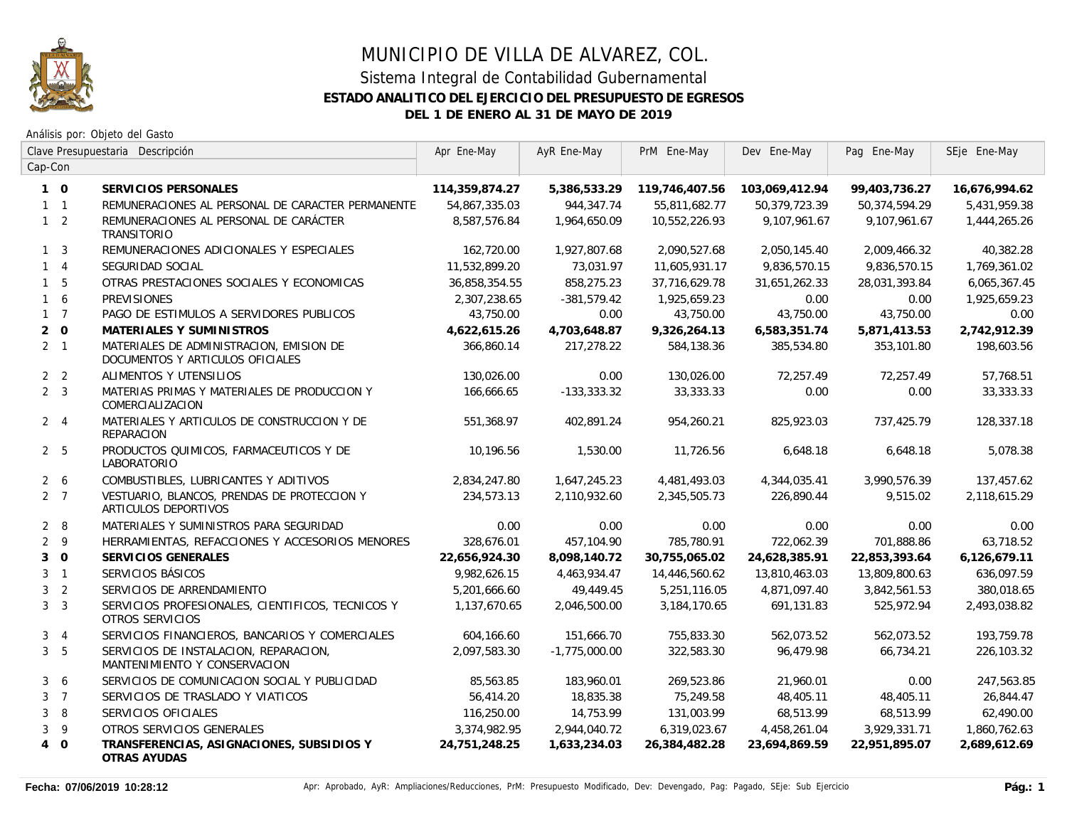# MUNICIPIO DE VILLA DE ALVAREZ, COL.

## Sistema Integral de Contabilidad Gubernamental

### ESTADO ANALITICO DEL EJERCICIO DEL PRESUPUESTO DE EGRESOS

### DEL 1 DE ENERO AL 31 DE MAYO DE 2019

Análisis por: Objeto del Gasto

| Clave Presupuestaria Cap-Con | Descripción | Apr Ene-May | AyR Ene-May | PrM Ene-May | Dev Ene-May | Pag Ene-May | SEje Ene-May |
|---|---|---|---|---|---|---|---|
| **1 0** | **SERVICIOS PERSONALES** | **114,359,874.27** | **5,386,533.29** | **119,746,407.56** | **103,069,412.94** | **99,403,736.27** | **16,676,994.62** |
| 1 1 | REMUNERACIONES AL PERSONAL DE CARACTER PERMANENTE | 54,867,335.03 | 944,347.74 | 55,811,682.77 | 50,379,723.39 | 50,374,594.29 | 5,431,959.38 |
| 1 2 | REMUNERACIONES AL PERSONAL DE CARÁCTER TRANSITORIO | 8,587,576.84 | 1,964,650.09 | 10,552,226.93 | 9,107,961.67 | 9,107,961.67 | 1,444,265.26 |
| 1 3 | REMUNERACIONES ADICIONALES Y ESPECIALES | 162,720.00 | 1,927,807.68 | 2,090,527.68 | 2,050,145.40 | 2,009,466.32 | 40,382.28 |
| 1 4 | SEGURIDAD SOCIAL | 11,532,899.20 | 73,031.97 | 11,605,931.17 | 9,836,570.15 | 9,836,570.15 | 1,769,361.02 |
| 1 5 | OTRAS PRESTACIONES SOCIALES Y ECONOMICAS | 36,858,354.55 | 858,275.23 | 37,716,629.78 | 31,651,262.33 | 28,031,393.84 | 6,065,367.45 |
| 1 6 | PREVISIONES | 2,307,238.65 | -381,579.42 | 1,925,659.23 | 0.00 | 0.00 | 1,925,659.23 |
| 1 7 | PAGO DE ESTIMULOS A SERVIDORES PUBLICOS | 43,750.00 | 0.00 | 43,750.00 | 43,750.00 | 43,750.00 | 0.00 |
| **2 0** | **MATERIALES Y SUMINISTROS** | **4,622,615.26** | **4,703,648.87** | **9,326,264.13** | **6,583,351.74** | **5,871,413.53** | **2,742,912.39** |
| 2 1 | MATERIALES DE ADMINISTRACION, EMISION DE DOCUMENTOS Y ARTICULOS OFICIALES | 366,860.14 | 217,278.22 | 584,138.36 | 385,534.80 | 353,101.80 | 198,603.56 |
| 2 2 | ALIMENTOS Y UTENSILIOS | 130,026.00 | 0.00 | 130,026.00 | 72,257.49 | 72,257.49 | 57,768.51 |
| 2 3 | MATERIAS PRIMAS Y MATERIALES DE PRODUCCION Y COMERCIALIZACION | 166,666.65 | -133,333.32 | 33,333.33 | 0.00 | 0.00 | 33,333.33 |
| 2 4 | MATERIALES Y ARTICULOS DE CONSTRUCCION Y DE REPARACION | 551,368.97 | 402,891.24 | 954,260.21 | 825,923.03 | 737,425.79 | 128,337.18 |
| 2 5 | PRODUCTOS QUIMICOS, FARMACEUTICOS Y DE LABORATORIO | 10,196.56 | 1,530.00 | 11,726.56 | 6,648.18 | 6,648.18 | 5,078.38 |
| 2 6 | COMBUSTIBLES, LUBRICANTES Y ADITIVOS | 2,834,247.80 | 1,647,245.23 | 4,481,493.03 | 4,344,035.41 | 3,990,576.39 | 137,457.62 |
| 2 7 | VESTUARIO, BLANCOS, PRENDAS DE PROTECCION Y ARTICULOS DEPORTIVOS | 234,573.13 | 2,110,932.60 | 2,345,505.73 | 226,890.44 | 9,515.02 | 2,118,615.29 |
| 2 8 | MATERIALES Y SUMINISTROS PARA SEGURIDAD | 0.00 | 0.00 | 0.00 | 0.00 | 0.00 | 0.00 |
| 2 9 | HERRAMIENTAS, REFACCIONES Y ACCESORIOS MENORES | 328,676.01 | 457,104.90 | 785,780.91 | 722,062.39 | 701,888.86 | 63,718.52 |
| **3 0** | **SERVICIOS GENERALES** | **22,656,924.30** | **8,098,140.72** | **30,755,065.02** | **24,628,385.91** | **22,853,393.64** | **6,126,679.11** |
| 3 1 | SERVICIOS BÁSICOS | 9,982,626.15 | 4,463,934.47 | 14,446,560.62 | 13,810,463.03 | 13,809,800.63 | 636,097.59 |
| 3 2 | SERVICIOS DE ARRENDAMIENTO | 5,201,666.60 | 49,449.45 | 5,251,116.05 | 4,871,097.40 | 3,842,561.53 | 380,018.65 |
| 3 3 | SERVICIOS PROFESIONALES, CIENTIFICOS, TECNICOS Y OTROS SERVICIOS | 1,137,670.65 | 2,046,500.00 | 3,184,170.65 | 691,131.83 | 525,972.94 | 2,493,038.82 |
| 3 4 | SERVICIOS FINANCIEROS, BANCARIOS Y COMERCIALES | 604,166.60 | 151,666.70 | 755,833.30 | 562,073.52 | 562,073.52 | 193,759.78 |
| 3 5 | SERVICIOS DE INSTALACION, REPARACION, MANTENIMIENTO Y CONSERVACION | 2,097,583.30 | -1,775,000.00 | 322,583.30 | 96,479.98 | 66,734.21 | 226,103.32 |
| 3 6 | SERVICIOS DE COMUNICACION SOCIAL Y PUBLICIDAD | 85,563.85 | 183,960.01 | 269,523.86 | 21,960.01 | 0.00 | 247,563.85 |
| 3 7 | SERVICIOS DE TRASLADO Y VIATICOS | 56,414.20 | 18,835.38 | 75,249.58 | 48,405.11 | 48,405.11 | 26,844.47 |
| 3 8 | SERVICIOS OFICIALES | 116,250.00 | 14,753.99 | 131,003.99 | 68,513.99 | 68,513.99 | 62,490.00 |
| 3 9 | OTROS SERVICIOS GENERALES | 3,374,982.95 | 2,944,040.72 | 6,319,023.67 | 4,458,261.04 | 3,929,331.71 | 1,860,762.63 |
| **4 0** | **TRANSFERENCIAS, ASIGNACIONES, SUBSIDIOS Y OTRAS AYUDAS** | **24,751,248.25** | **1,633,234.03** | **26,384,482.28** | **23,694,869.59** | **22,951,895.07** | **2,689,612.69** |

**Fecha: 07/06/2019 10:28:12** Apr: Aprobado, AyR: Ampliaciones/Reducciones, PrM: Presupuesto Modificado, Dev: Devengado, Pag: Pagado, SEje: Sub Ejercicio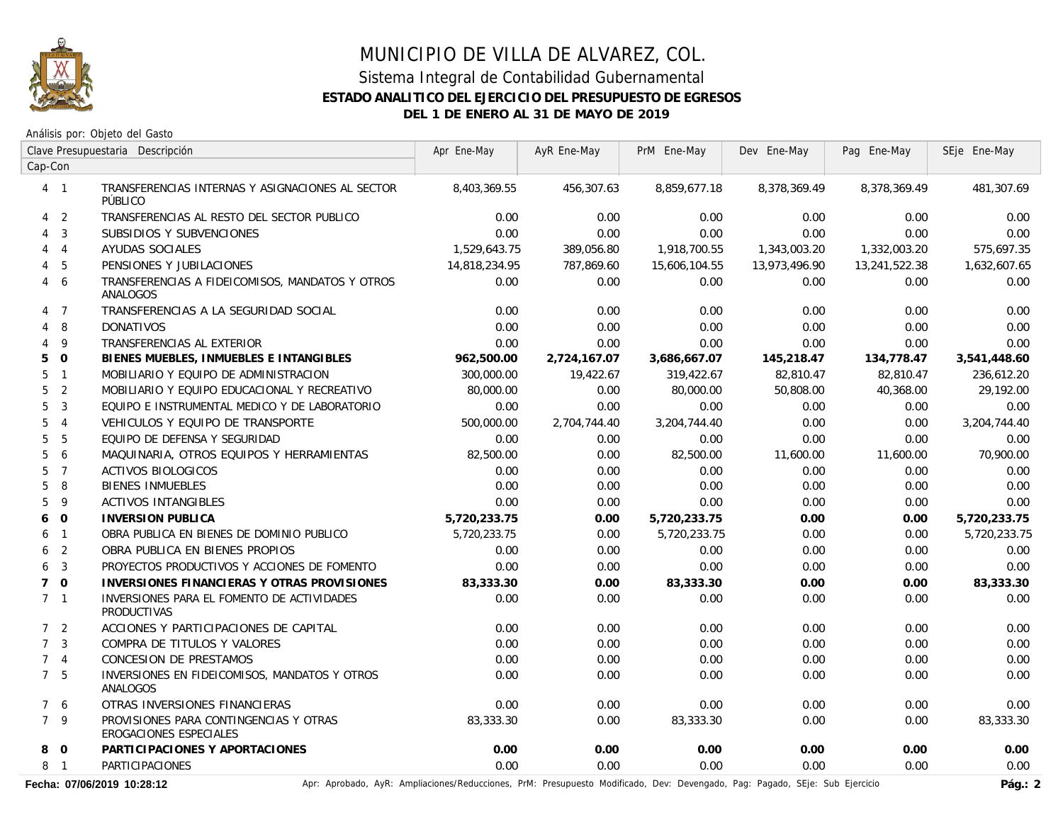# MUNICIPIO DE VILLA DE ALVAREZ, COL.

## Sistema Integral de Contabilidad Gubernamental

### ESTADO ANALITICO DEL EJERCICIO DEL PRESUPUESTO DE EGRESOS

### DEL 1 DE ENERO AL 31 DE MAYO DE 2019

Análisis por: Objeto del Gasto

| Cap-Con | Clave Presupuestaria Descripción | Apr Ene-May | AyR Ene-May | PrM Ene-May | Dev Ene-May | Pag Ene-May | SEje Ene-May |
|---|---|---|---|---|---|---|---|
| 4 1 | TRANSFERENCIAS INTERNAS Y ASIGNACIONES AL SECTOR PÚBLICO | 8,403,369.55 | 456,307.63 | 8,859,677.18 | 8,378,369.49 | 8,378,369.49 | 481,307.69 |
| 4 2 | TRANSFERENCIAS AL RESTO DEL SECTOR PUBLICO | 0.00 | 0.00 | 0.00 | 0.00 | 0.00 | 0.00 |
| 4 3 | SUBSIDIOS Y SUBVENCIONES | 0.00 | 0.00 | 0.00 | 0.00 | 0.00 | 0.00 |
| 4 4 | AYUDAS SOCIALES | 1,529,643.75 | 389,056.80 | 1,918,700.55 | 1,343,003.20 | 1,332,003.20 | 575,697.35 |
| 4 5 | PENSIONES Y JUBILACIONES | 14,818,234.95 | 787,869.60 | 15,606,104.55 | 13,973,496.90 | 13,241,522.38 | 1,632,607.65 |
| 4 6 | TRANSFERENCIAS A FIDEICOMISOS, MANDATOS Y OTROS ANALOGOS | 0.00 | 0.00 | 0.00 | 0.00 | 0.00 | 0.00 |
| 4 7 | TRANSFERENCIAS A LA SEGURIDAD SOCIAL | 0.00 | 0.00 | 0.00 | 0.00 | 0.00 | 0.00 |
| 4 8 | DONATIVOS | 0.00 | 0.00 | 0.00 | 0.00 | 0.00 | 0.00 |
| 4 9 | TRANSFERENCIAS AL EXTERIOR | 0.00 | 0.00 | 0.00 | 0.00 | 0.00 | 0.00 |
| **5 0** | **BIENES MUEBLES, INMUEBLES E INTANGIBLES** | **962,500.00** | **2,724,167.07** | **3,686,667.07** | **145,218.47** | **134,778.47** | **3,541,448.60** |
| 5 1 | MOBILIARIO Y EQUIPO DE ADMINISTRACION | 300,000.00 | 19,422.67 | 319,422.67 | 82,810.47 | 82,810.47 | 236,612.20 |
| 5 2 | MOBILIARIO Y EQUIPO EDUCACIONAL Y RECREATIVO | 80,000.00 | 0.00 | 80,000.00 | 50,808.00 | 40,368.00 | 29,192.00 |
| 5 3 | EQUIPO E INSTRUMENTAL MEDICO Y DE LABORATORIO | 0.00 | 0.00 | 0.00 | 0.00 | 0.00 | 0.00 |
| 5 4 | VEHICULOS Y EQUIPO DE TRANSPORTE | 500,000.00 | 2,704,744.40 | 3,204,744.40 | 0.00 | 0.00 | 3,204,744.40 |
| 5 5 | EQUIPO DE DEFENSA Y SEGURIDAD | 0.00 | 0.00 | 0.00 | 0.00 | 0.00 | 0.00 |
| 5 6 | MAQUINARIA, OTROS EQUIPOS Y HERRAMIENTAS | 82,500.00 | 0.00 | 82,500.00 | 11,600.00 | 11,600.00 | 70,900.00 |
| 5 7 | ACTIVOS BIOLOGICOS | 0.00 | 0.00 | 0.00 | 0.00 | 0.00 | 0.00 |
| 5 8 | BIENES INMUEBLES | 0.00 | 0.00 | 0.00 | 0.00 | 0.00 | 0.00 |
| 5 9 | ACTIVOS INTANGIBLES | 0.00 | 0.00 | 0.00 | 0.00 | 0.00 | 0.00 |
| **6 0** | **INVERSION PUBLICA** | **5,720,233.75** | **0.00** | **5,720,233.75** | **0.00** | **0.00** | **5,720,233.75** |
| 6 1 | OBRA PUBLICA EN BIENES DE DOMINIO PUBLICO | 5,720,233.75 | 0.00 | 5,720,233.75 | 0.00 | 0.00 | 5,720,233.75 |
| 6 2 | OBRA PUBLICA EN BIENES PROPIOS | 0.00 | 0.00 | 0.00 | 0.00 | 0.00 | 0.00 |
| 6 3 | PROYECTOS PRODUCTIVOS Y ACCIONES DE FOMENTO | 0.00 | 0.00 | 0.00 | 0.00 | 0.00 | 0.00 |
| **7 0** | **INVERSIONES FINANCIERAS Y OTRAS PROVISIONES** | **83,333.30** | **0.00** | **83,333.30** | **0.00** | **0.00** | **83,333.30** |
| 7 1 | INVERSIONES PARA EL FOMENTO DE ACTIVIDADES PRODUCTIVAS | 0.00 | 0.00 | 0.00 | 0.00 | 0.00 | 0.00 |
| 7 2 | ACCIONES Y PARTICIPACIONES DE CAPITAL | 0.00 | 0.00 | 0.00 | 0.00 | 0.00 | 0.00 |
| 7 3 | COMPRA DE TITULOS Y VALORES | 0.00 | 0.00 | 0.00 | 0.00 | 0.00 | 0.00 |
| 7 4 | CONCESION DE PRESTAMOS | 0.00 | 0.00 | 0.00 | 0.00 | 0.00 | 0.00 |
| 7 5 | INVERSIONES EN FIDEICOMISOS, MANDATOS Y OTROS ANALOGOS | 0.00 | 0.00 | 0.00 | 0.00 | 0.00 | 0.00 |
| 7 6 | OTRAS INVERSIONES FINANCIERAS | 0.00 | 0.00 | 0.00 | 0.00 | 0.00 | 0.00 |
| 7 9 | PROVISIONES PARA CONTINGENCIAS Y OTRAS EROGACIONES ESPECIALES | 83,333.30 | 0.00 | 83,333.30 | 0.00 | 0.00 | 83,333.30 |
| **8 0** | **PARTICIPACIONES Y APORTACIONES** | **0.00** | **0.00** | **0.00** | **0.00** | **0.00** | **0.00** |
| 8 1 | PARTICIPACIONES | 0.00 | 0.00 | 0.00 | 0.00 | 0.00 | 0.00 |

**Fecha: 07/06/2019 10:28:12**

Apr: Aprobado, AyR: Ampliaciones/Reducciones, PrM: Presupuesto Modificado, Dev: Devengado, Pag: Pagado, SEje: Sub Ejercicio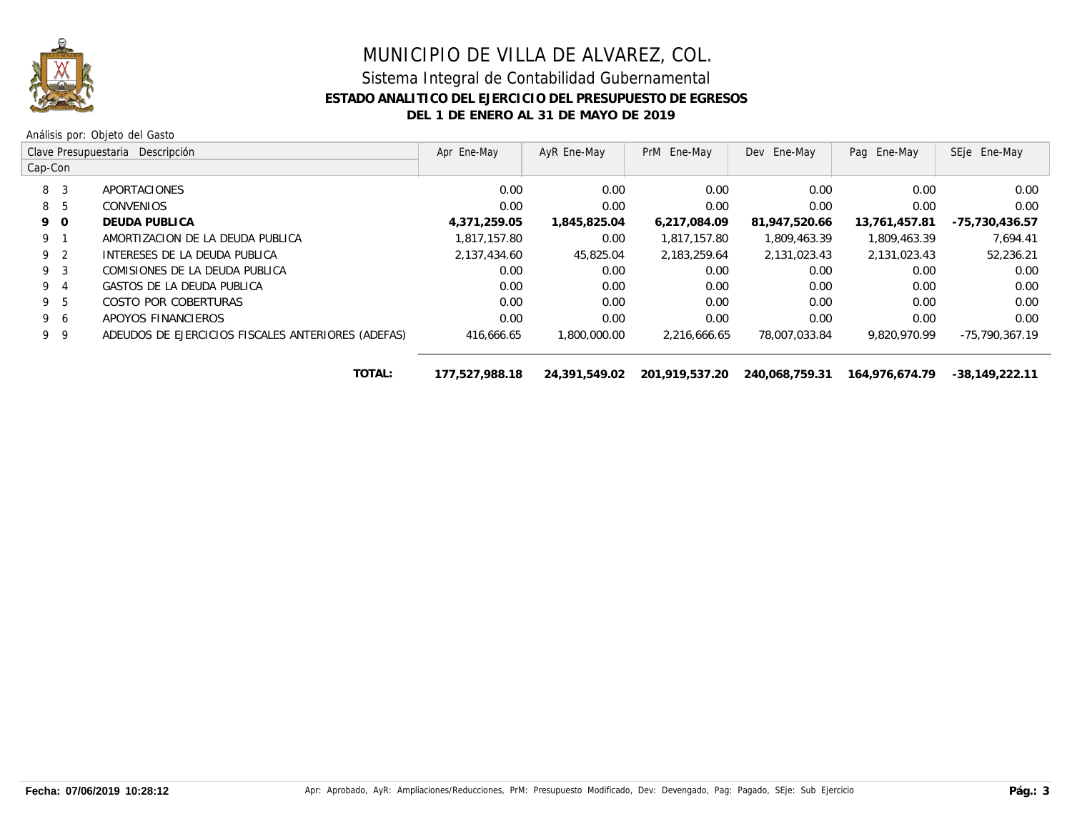# MUNICIPIO DE VILLA DE ALVAREZ, COL.

## Sistema Integral de Contabilidad Gubernamental

**ESTADO ANALITICO DEL EJERCICIO DEL PRESUPUESTO DE EGRESOS**

**DEL 1 DE ENERO AL 31 DE MAYO DE 2019**

Análisis por: Objeto del Gasto

| Clave Presupuestaria Cap-Con | Descripción | Apr Ene-May | AyR Ene-May | PrM Ene-May | Dev Ene-May | Pag Ene-May | SEje Ene-May |
|---|---|---|---|---|---|---|---|
| 8 3 | APORTACIONES | 0.00 | 0.00 | 0.00 | 0.00 | 0.00 | 0.00 |
| 8 5 | CONVENIOS | 0.00 | 0.00 | 0.00 | 0.00 | 0.00 | 0.00 |
| **9 0** | **DEUDA PUBLICA** | **4,371,259.05** | **1,845,825.04** | **6,217,084.09** | **81,947,520.66** | **13,761,457.81** | **-75,730,436.57** |
| 9 1 | AMORTIZACION DE LA DEUDA PUBLICA | 1,817,157.80 | 0.00 | 1,817,157.80 | 1,809,463.39 | 1,809,463.39 | 7,694.41 |
| 9 2 | INTERESES DE LA DEUDA PUBLICA | 2,137,434.60 | 45,825.04 | 2,183,259.64 | 2,131,023.43 | 2,131,023.43 | 52,236.21 |
| 9 3 | COMISIONES DE LA DEUDA PUBLICA | 0.00 | 0.00 | 0.00 | 0.00 | 0.00 | 0.00 |
| 9 4 | GASTOS DE LA DEUDA PUBLICA | 0.00 | 0.00 | 0.00 | 0.00 | 0.00 | 0.00 |
| 9 5 | COSTO POR COBERTURAS | 0.00 | 0.00 | 0.00 | 0.00 | 0.00 | 0.00 |
| 9 6 | APOYOS FINANCIEROS | 0.00 | 0.00 | 0.00 | 0.00 | 0.00 | 0.00 |
| 9 9 | ADEUDOS DE EJERCICIOS FISCALES ANTERIORES (ADEFAS) | 416,666.65 | 1,800,000.00 | 2,216,666.65 | 78,007,033.84 | 9,820,970.99 | -75,790,367.19 |
| | **TOTAL:** | **177,527,988.18** | **24,391,549.02** | **201,919,537.20** | **240,068,759.31** | **164,976,674.79** | **-38,149,222.11** |

**Fecha: 07/06/2019 10:28:12**

Apr: Aprobado, AyR: Ampliaciones/Reducciones, PrM: Presupuesto Modificado, Dev: Devengado, Pag: Pagado, SEje: Sub Ejercicio